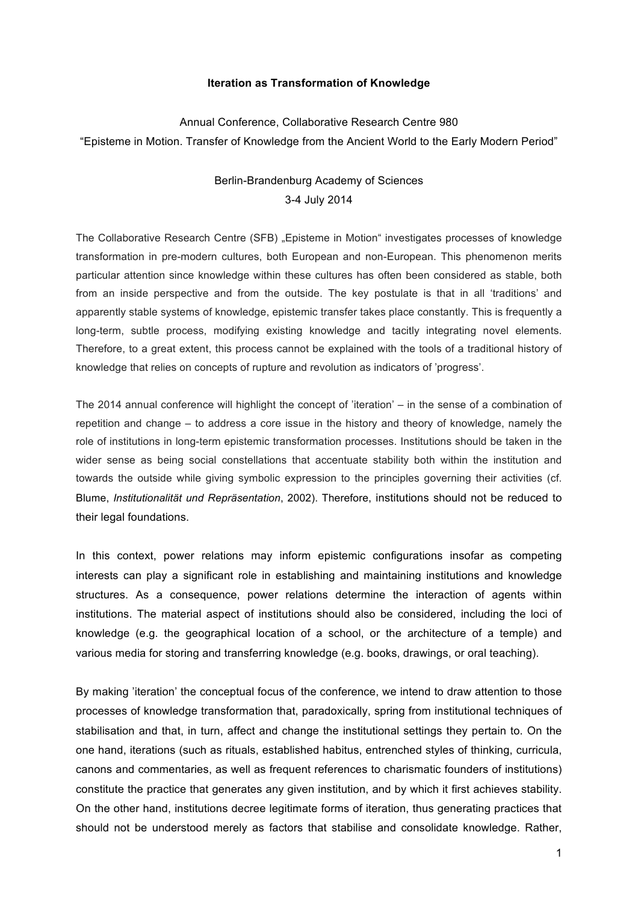# Iteration as Transformation of Knowledge

Annual Conference, Collaborative Research Centre 980

“Episteme in Motion. Transfer of Knowledge from the Ancient World to the Early Modern Period”

Berlin-Brandenburg Academy of Sciences

3-4 July 2014

The Collaborative Research Centre (SFB) „Episteme in Motion“ investigates processes of knowledge transformation in pre-modern cultures, both European and non-European. This phenomenon merits particular attention since knowledge within these cultures has often been considered as stable, both from an inside perspective and from the outside. The key postulate is that in all ‘traditions’ and apparently stable systems of knowledge, epistemic transfer takes place constantly. This is frequently a long-term, subtle process, modifying existing knowledge and tacitly integrating novel elements. Therefore, to a great extent, this process cannot be explained with the tools of a traditional history of knowledge that relies on concepts of rupture and revolution as indicators of ’progress’.

The 2014 annual conference will highlight the concept of ’iteration’ – in the sense of a combination of repetition and change – to address a core issue in the history and theory of knowledge, namely the role of institutions in long-term epistemic transformation processes. Institutions should be taken in the wider sense as being social constellations that accentuate stability both within the institution and towards the outside while giving symbolic expression to the principles governing their activities (cf. Blume, *Institutionalität und Repräsentation*, 2002). Therefore, institutions should not be reduced to their legal foundations.

In this context, power relations may inform epistemic configurations insofar as competing interests can play a significant role in establishing and maintaining institutions and knowledge structures. As a consequence, power relations determine the interaction of agents within institutions. The material aspect of institutions should also be considered, including the loci of knowledge (e.g. the geographical location of a school, or the architecture of a temple) and various media for storing and transferring knowledge (e.g. books, drawings, or oral teaching).

By making ’iteration’ the conceptual focus of the conference, we intend to draw attention to those processes of knowledge transformation that, paradoxically, spring from institutional techniques of stabilisation and that, in turn, affect and change the institutional settings they pertain to. On the one hand, iterations (such as rituals, established habitus, entrenched styles of thinking, curricula, canons and commentaries, as well as frequent references to charismatic founders of institutions) constitute the practice that generates any given institution, and by which it first achieves stability. On the other hand, institutions decree legitimate forms of iteration, thus generating practices that should not be understood merely as factors that stabilise and consolidate knowledge. Rather,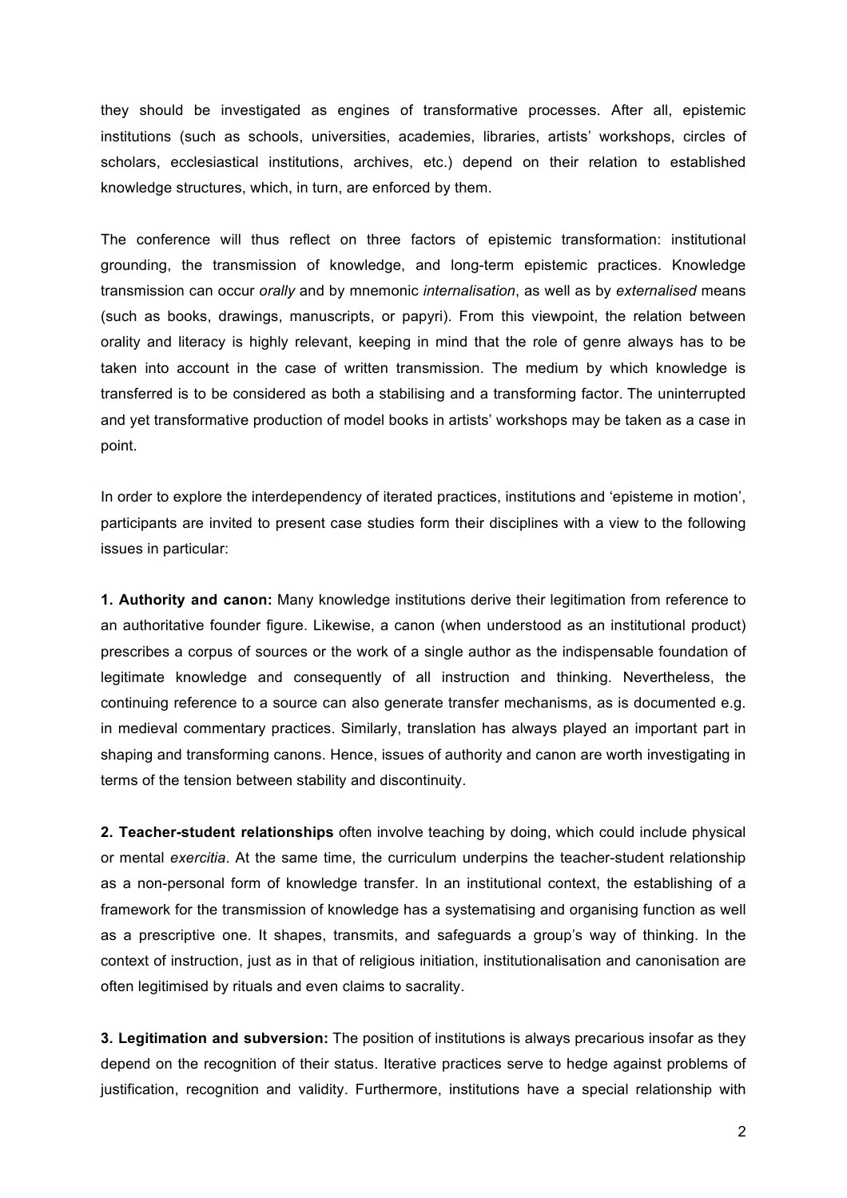they should be investigated as engines of transformative processes. After all, epistemic institutions (such as schools, universities, academies, libraries, artists' workshops, circles of scholars, ecclesiastical institutions, archives, etc.) depend on their relation to established knowledge structures, which, in turn, are enforced by them.

The conference will thus reflect on three factors of epistemic transformation: institutional grounding, the transmission of knowledge, and long-term epistemic practices. Knowledge transmission can occur *orally* and by mnemonic *internalisation*, as well as by *externalised* means (such as books, drawings, manuscripts, or papyri). From this viewpoint, the relation between orality and literacy is highly relevant, keeping in mind that the role of genre always has to be taken into account in the case of written transmission. The medium by which knowledge is transferred is to be considered as both a stabilising and a transforming factor. The uninterrupted and yet transformative production of model books in artists' workshops may be taken as a case in point.

In order to explore the interdependency of iterated practices, institutions and 'episteme in motion', participants are invited to present case studies form their disciplines with a view to the following issues in particular:

**1. Authority and canon:** Many knowledge institutions derive their legitimation from reference to an authoritative founder figure. Likewise, a canon (when understood as an institutional product) prescribes a corpus of sources or the work of a single author as the indispensable foundation of legitimate knowledge and consequently of all instruction and thinking. Nevertheless, the continuing reference to a source can also generate transfer mechanisms, as is documented e.g. in medieval commentary practices. Similarly, translation has always played an important part in shaping and transforming canons. Hence, issues of authority and canon are worth investigating in terms of the tension between stability and discontinuity.

**2. Teacher-student relationships** often involve teaching by doing, which could include physical or mental *exercitia*. At the same time, the curriculum underpins the teacher-student relationship as a non-personal form of knowledge transfer. In an institutional context, the establishing of a framework for the transmission of knowledge has a systematising and organising function as well as a prescriptive one. It shapes, transmits, and safeguards a group's way of thinking. In the context of instruction, just as in that of religious initiation, institutionalisation and canonisation are often legitimised by rituals and even claims to sacrality.

**3. Legitimation and subversion:** The position of institutions is always precarious insofar as they depend on the recognition of their status. Iterative practices serve to hedge against problems of justification, recognition and validity. Furthermore, institutions have a special relationship with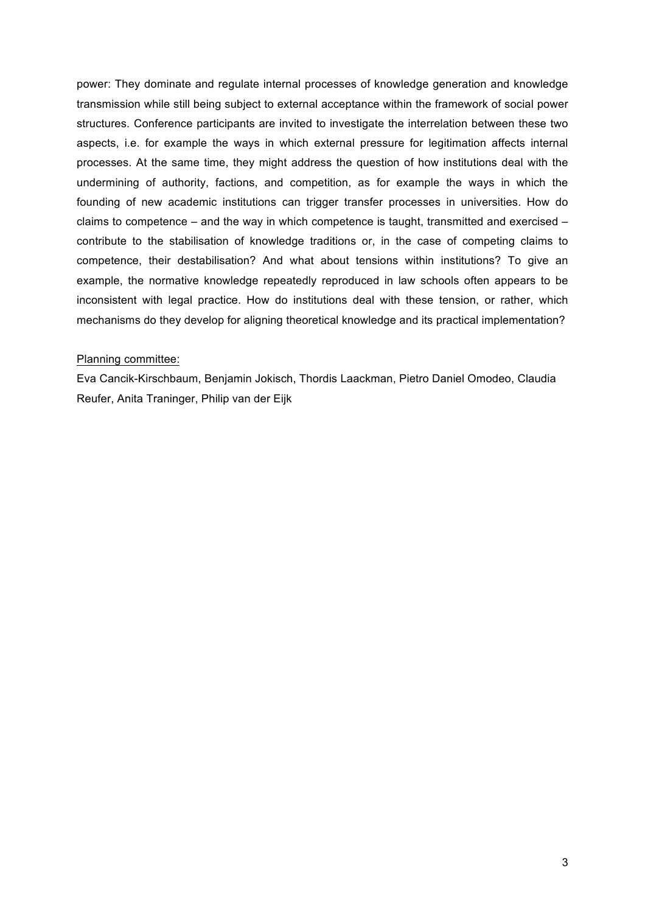power: They dominate and regulate internal processes of knowledge generation and knowledge transmission while still being subject to external acceptance within the framework of social power structures. Conference participants are invited to investigate the interrelation between these two aspects, i.e. for example the ways in which external pressure for legitimation affects internal processes. At the same time, they might address the question of how institutions deal with the undermining of authority, factions, and competition, as for example the ways in which the founding of new academic institutions can trigger transfer processes in universities. How do claims to competence – and the way in which competence is taught, transmitted and exercised – contribute to the stabilisation of knowledge traditions or, in the case of competing claims to competence, their destabilisation? And what about tensions within institutions? To give an example, the normative knowledge repeatedly reproduced in law schools often appears to be inconsistent with legal practice. How do institutions deal with these tension, or rather, which mechanisms do they develop for aligning theoretical knowledge and its practical implementation?

Planning committee:

Eva Cancik-Kirschbaum, Benjamin Jokisch, Thordis Laackman, Pietro Daniel Omodeo, Claudia Reufer, Anita Traninger, Philip van der Eijk